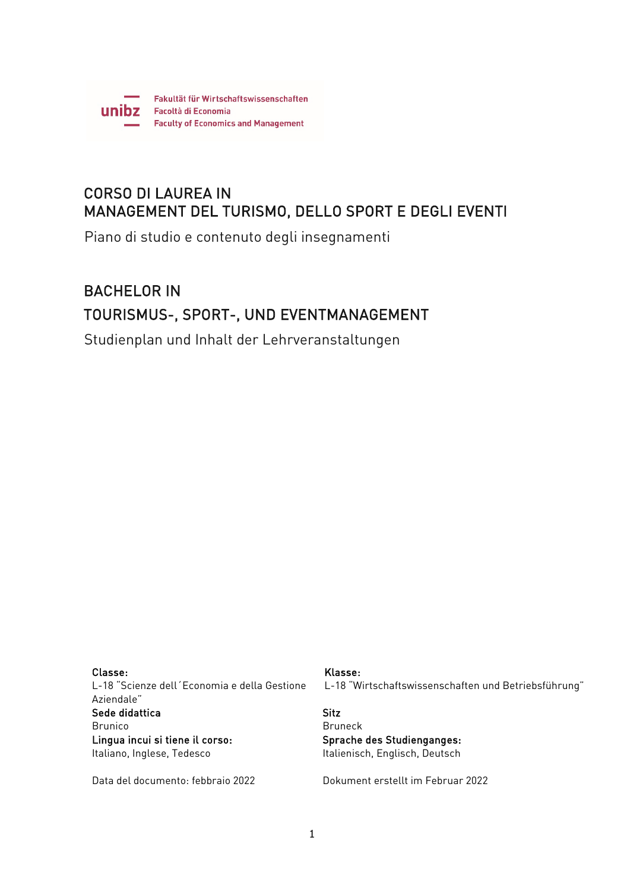unibz

Fakultät für Wirtschaftswissenschaften
Facoltà di Economia
Faculty of Economics and Management

# CORSO DI LAUREA IN MANAGEMENT DEL TURISMO, DELLO SPORT E DEGLI EVENTI

Piano di studio e contenuto degli insegnamenti

# BACHELOR IN TOURISMUS-, SPORT-, UND EVENTMANAGEMENT

Studienplan und Inhalt der Lehrveranstaltungen

**Classe:**
L-18 "Scienze dell´Economia e della Gestione Aziendale"
**Sede didattica**
Brunico
**Lingua incui si tiene il corso:**
Italiano, Inglese, Tedesco

Data del documento: febbraio 2022

**Klasse:**
L-18 "Wirtschaftswissenschaften und Betriebsführung"
**Sitz**
Bruneck
**Sprache des Studienganges:**
Italienisch, Englisch, Deutsch

Dokument erstellt im Februar 2022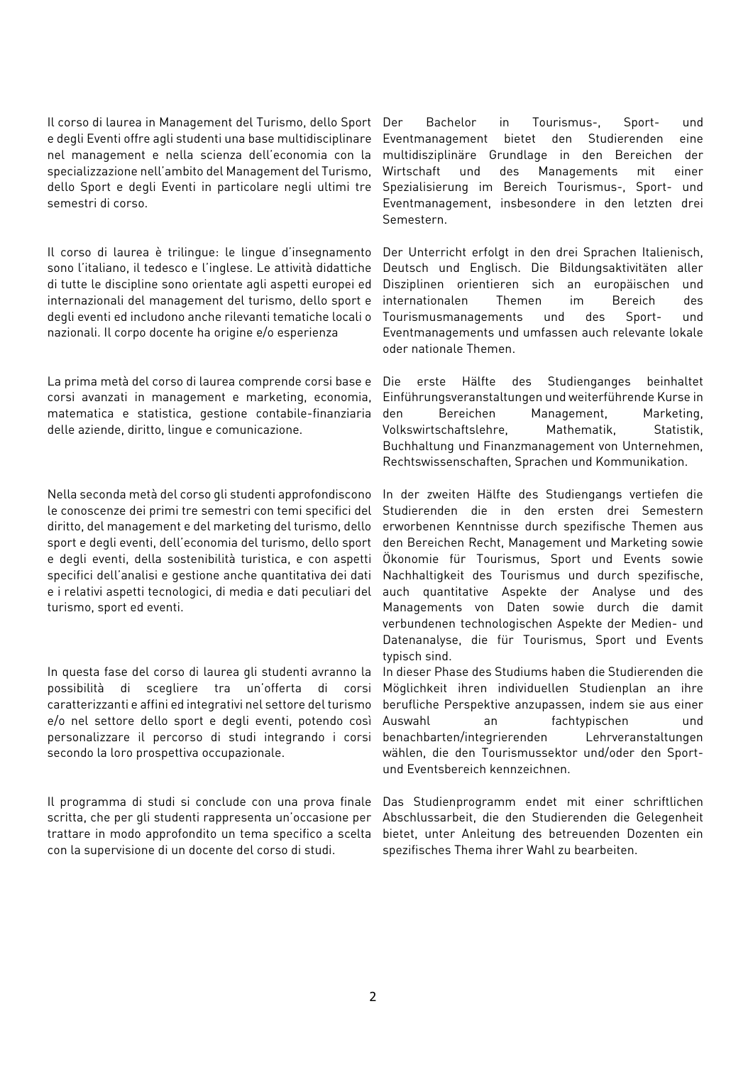Il corso di laurea in Management del Turismo, dello Sport e degli Eventi offre agli studenti una base multidisciplinare nel management e nella scienza dell'economia con la specializzazione nell'ambito del Management del Turismo, dello Sport e degli Eventi in particolare negli ultimi tre semestri di corso.

Il corso di laurea è trilingue: le lingue d'insegnamento sono l'italiano, il tedesco e l'inglese. Le attività didattiche di tutte le discipline sono orientate agli aspetti europei ed internazionali del management del turismo, dello sport e degli eventi ed includono anche rilevanti tematiche locali o nazionali. Il corpo docente ha origine e/o esperienza

La prima metà del corso di laurea comprende corsi base e corsi avanzati in management e marketing, economia, matematica e statistica, gestione contabile-finanziaria delle aziende, diritto, lingue e comunicazione.

Nella seconda metà del corso gli studenti approfondiscono le conoscenze dei primi tre semestri con temi specifici del diritto, del management e del marketing del turismo, dello sport e degli eventi, dell'economia del turismo, dello sport e degli eventi, della sostenibilità turistica, e con aspetti specifici dell'analisi e gestione anche quantitativa dei dati e i relativi aspetti tecnologici, di media e dati peculiari del turismo, sport ed eventi.

In questa fase del corso di laurea gli studenti avranno la possibilità di scegliere tra un'offerta di corsi caratterizzanti e affini ed integrativi nel settore del turismo e/o nel settore dello sport e degli eventi, potendo così personalizzare il percorso di studi integrando i corsi secondo la loro prospettiva occupazionale.

Il programma di studi si conclude con una prova finale scritta, che per gli studenti rappresenta un'occasione per trattare in modo approfondito un tema specifico a scelta con la supervisione di un docente del corso di studi.

Der Bachelor in Tourismus-, Sport- und Eventmanagement bietet den Studierenden eine multidisziplinäre Grundlage in den Bereichen der Wirtschaft und des Managements mit einer Spezialisierung im Bereich Tourismus-, Sport- und Eventmanagement, insbesondere in den letzten drei Semestern.

Der Unterricht erfolgt in den drei Sprachen Italienisch, Deutsch und Englisch. Die Bildungsaktivitäten aller Disziplinen orientieren sich an europäischen und internationalen Themen im Bereich des Tourismusmanagements und des Sport- und Eventmanagements und umfassen auch relevante lokale oder nationale Themen.

Die erste Hälfte des Studienganges beinhaltet Einführungsveranstaltungen und weiterführende Kurse in den Bereichen Management, Marketing, Volkswirtschaftslehre, Mathematik, Statistik, Buchhaltung und Finanzmanagement von Unternehmen, Rechtswissenschaften, Sprachen und Kommunikation.

In der zweiten Hälfte des Studiengangs vertiefen die Studierenden die in den ersten drei Semestern erworbenen Kenntnisse durch spezifische Themen aus den Bereichen Recht, Management und Marketing sowie Ökonomie für Tourismus, Sport und Events sowie Nachhaltigkeit des Tourismus und durch spezifische, auch quantitative Aspekte der Analyse und des Managements von Daten sowie durch die damit verbundenen technologischen Aspekte der Medien- und Datenanalyse, die für Tourismus, Sport und Events typisch sind.

In dieser Phase des Studiums haben die Studierenden die Möglichkeit ihren individuellen Studienplan an ihre berufliche Perspektive anzupassen, indem sie aus einer Auswahl an fachtypischen und benachbarten/integrierenden Lehrveranstaltungen wählen, die den Tourismussektor und/oder den Sport- und Eventsbereich kennzeichnen.

Das Studienprogramm endet mit einer schriftlichen Abschlussarbeit, die den Studierenden die Gelegenheit bietet, unter Anleitung des betreuenden Dozenten ein spezifisches Thema ihrer Wahl zu bearbeiten.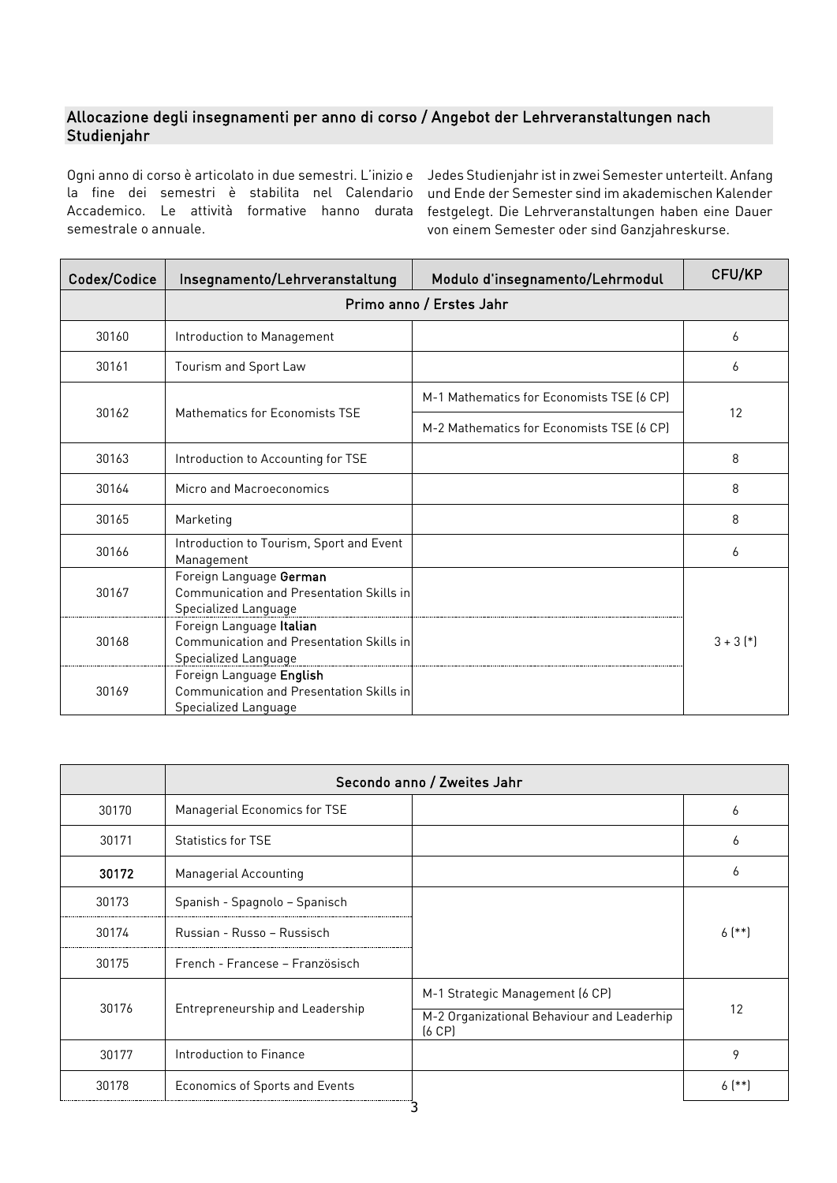## Allocazione degli insegnamenti per anno di corso / Angebot der Lehrveranstaltungen nach Studienjahr

Ogni anno di corso è articolato in due semestri. L'inizio e la fine dei semestri è stabilita nel Calendario Accademico. Le attività formative hanno durata semestrale o annuale.

Jedes Studienjahr ist in zwei Semester unterteilt. Anfang und Ende der Semester sind im akademischen Kalender festgelegt. Die Lehrveranstaltungen haben eine Dauer von einem Semester oder sind Ganzjahreskurse.

| Codex/Codice | Insegnamento/Lehrveranstaltung | Modulo d'insegnamento/Lehrmodul | CFU/KP |
|---|---|---|---|
| | Primo anno / Erstes Jahr | | |
| 30160 | Introduction to Management | | 6 |
| 30161 | Tourism and Sport Law | | 6 |
| 30162 | Mathematics for Economists TSE | M-1 Mathematics for Economists TSE (6 CP) | 12 |
| | | M-2 Mathematics for Economists TSE (6 CP) | |
| 30163 | Introduction to Accounting for TSE | | 8 |
| 30164 | Micro and Macroeconomics | | 8 |
| 30165 | Marketing | | 8 |
| 30166 | Introduction to Tourism, Sport and Event Management | | 6 |
| 30167 | Foreign Language **German** Communication and Presentation Skills in Specialized Language | | 3 + 3 (*) |
| 30168 | Foreign Language **Italian** Communication and Presentation Skills in Specialized Language | | |
| 30169 | Foreign Language **English** Communication and Presentation Skills in Specialized Language | | |

| | Secondo anno / Zweites Jahr | | |
|---|---|---|---|
| 30170 | Managerial Economics for TSE | | 6 |
| 30171 | Statistics for TSE | | 6 |
| **30172** | Managerial Accounting | | 6 |
| 30173 | Spanish - Spagnolo – Spanisch | | 6 (**) |
| 30174 | Russian - Russo – Russisch | | |
| 30175 | French - Francese – Französisch | | |
| 30176 | Entrepreneurship and Leadership | M-1 Strategic Management (6 CP) | 12 |
| | | M-2 Organizational Behaviour and Leaderhip (6 CP) | |
| 30177 | Introduction to Finance | | 9 |
| 30178 | Economics of Sports and Events | | 6 (**) |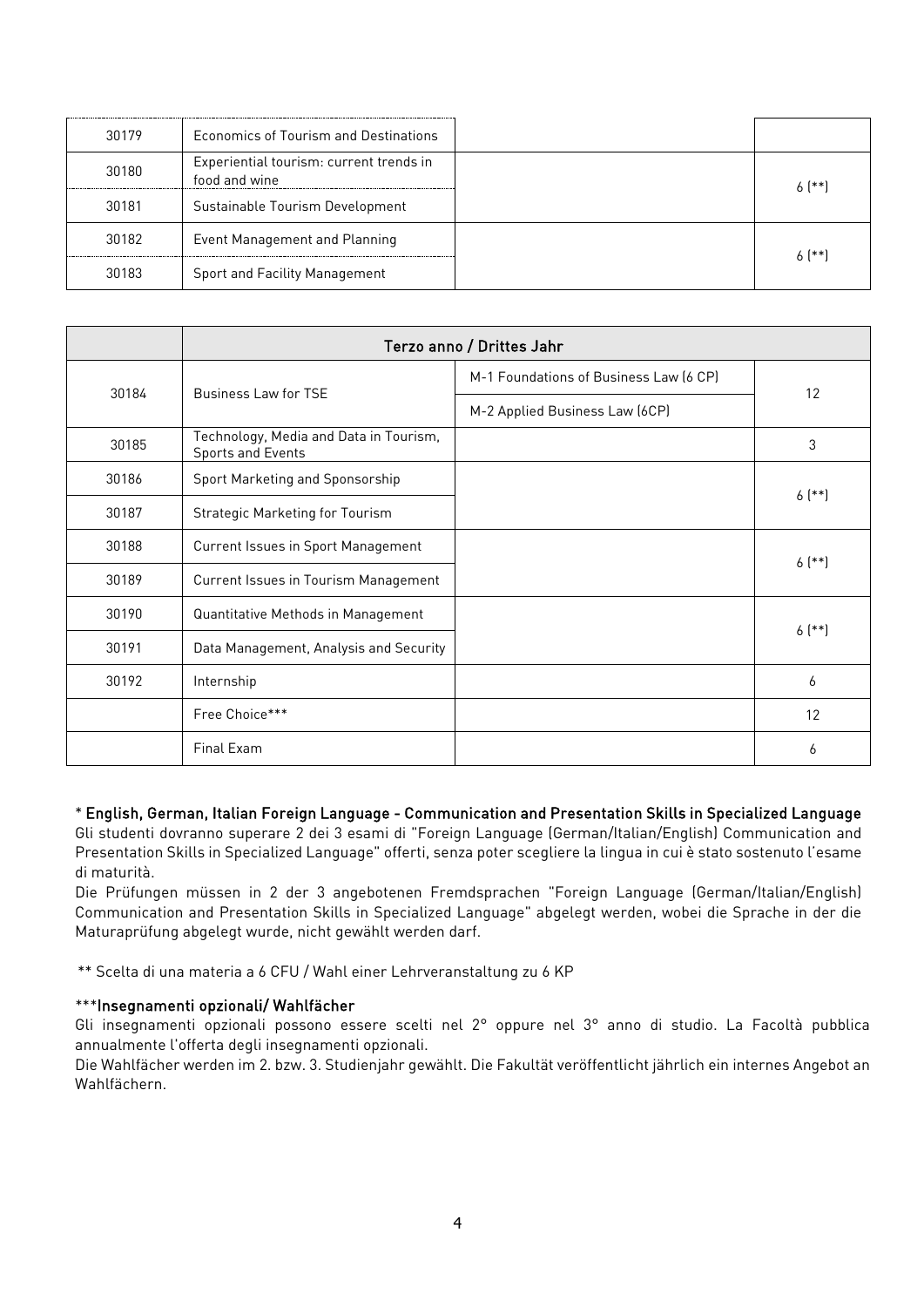| | | | |
|---|---|---|---|
| 30179 | Economics of Tourism and Destinations | | |
| 30180 | Experiential tourism: current trends in food and wine | | 6 (**) |
| 30181 | Sustainable Tourism Development | | |
| 30182 | Event Management and Planning | | 6 (**) |
| 30183 | Sport and Facility Management | | |

| | Terzo anno / Drittes Jahr | | |
|---|---|---|---|
| 30184 | Business Law for TSE | M-1 Foundations of Business Law (6 CP) | 12 |
| | | M-2 Applied Business Law (6CP) | |
| 30185 | Technology, Media and Data in Tourism, Sports and Events | | 3 |
| 30186 | Sport Marketing and Sponsorship | | 6 (**) |
| 30187 | Strategic Marketing for Tourism | | |
| 30188 | Current Issues in Sport Management | | 6 (**) |
| 30189 | Current Issues in Tourism Management | | |
| 30190 | Quantitative Methods in Management | | 6 (**) |
| 30191 | Data Management, Analysis and Security | | |
| 30192 | Internship | | 6 |
| | Free Choice*** | | 12 |
| | Final Exam | | 6 |

* **English, German, Italian Foreign Language - Communication and Presentation Skills in Specialized Language**
Gli studenti dovranno superare 2 dei 3 esami di "Foreign Language (German/Italian/English) Communication and Presentation Skills in Specialized Language" offerti, senza poter scegliere la lingua in cui è stato sostenuto l'esame di maturità.
Die Prüfungen müssen in 2 der 3 angebotenen Fremdsprachen "Foreign Language (German/Italian/English) Communication and Presentation Skills in Specialized Language" abgelegt werden, wobei die Sprache in der die Maturaprüfung abgelegt wurde, nicht gewählt werden darf.

** Scelta di una materia a 6 CFU / Wahl einer Lehrveranstaltung zu 6 KP

***Insegnamenti opzionali/ Wahlfächer**
Gli insegnamenti opzionali possono essere scelti nel 2° oppure nel 3° anno di studio. La Facoltà pubblica annualmente l'offerta degli insegnamenti opzionali.
Die Wahlfächer werden im 2. bzw. 3. Studienjahr gewählt. Die Fakultät veröffentlicht jährlich ein internes Angebot an Wahlfächern.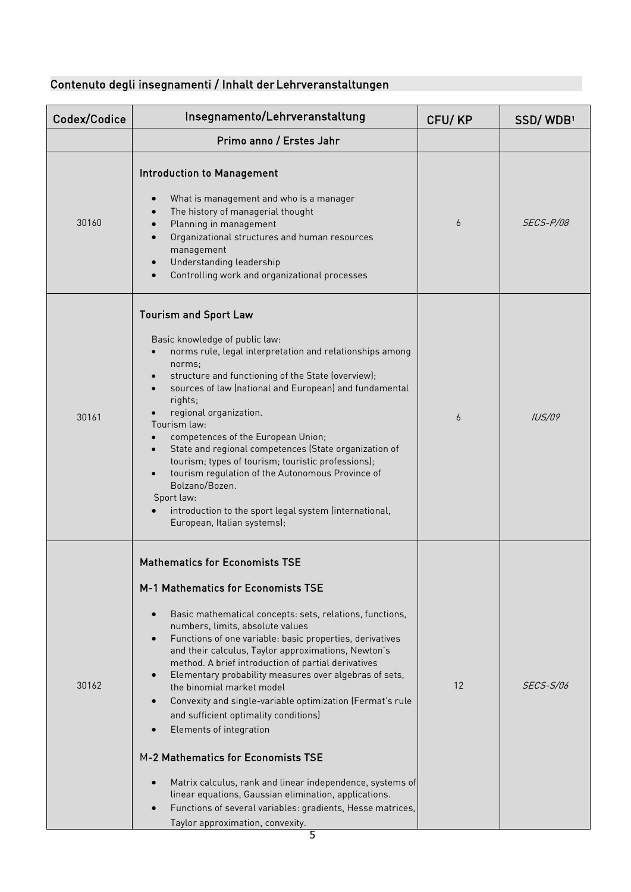## Contenuto degli insegnamenti / Inhalt der Lehrveranstaltungen

| Codex/Codice | Insegnamento/Lehrveranstaltung | CFU/ KP | SSD/ WDB[1] |
|---|---|---|---|
| | Primo anno / Erstes Jahr | | |
| 30160 | **Introduction to Management**<br>• What is management and who is a manager<br>• The history of managerial thought<br>• Planning in management<br>• Organizational structures and human resources management<br>• Understanding leadership<br>• Controlling work and organizational processes | 6 | *SECS-P/08* |
| 30161 | **Tourism and Sport Law**<br>Basic knowledge of public law:<br>• norms rule, legal interpretation and relationships among norms;<br>• structure and functioning of the State (overview);<br>• sources of law (national and European) and fundamental rights;<br>• regional organization.<br>Tourism law:<br>• competences of the European Union;<br>• State and regional competences (State organization of tourism; types of tourism; touristic professions);<br>• tourism regulation of the Autonomous Province of Bolzano/Bozen.<br>Sport law:<br>• introduction to the sport legal system (international, European, Italian systems); | 6 | *IUS/09* |
| 30162 | **Mathematics for Economists TSE**<br><br>**M-1 Mathematics for Economists TSE**<br>• Basic mathematical concepts: sets, relations, functions, numbers, limits, absolute values<br>• Functions of one variable: basic properties, derivatives and their calculus, Taylor approximations, Newton's method. A brief introduction of partial derivatives<br>• Elementary probability measures over algebras of sets, the binomial market model<br>• Convexity and single-variable optimization (Fermat's rule and sufficient optimality conditions)<br>• Elements of integration<br><br>**M-2 Mathematics for Economists TSE**<br>• Matrix calculus, rank and linear independence, systems of linear equations, Gaussian elimination, applications.<br>• Functions of several variables: gradients, Hesse matrices, Taylor approximation, convexity. | 12 | *SECS-S/06* |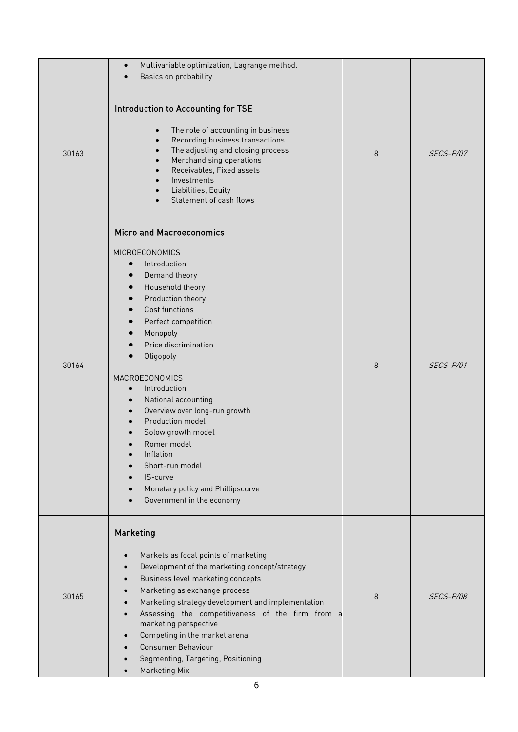| | | | |
|---|---|---|---|
| | • Multivariable optimization, Lagrange method.<br>• Basics on probability | | |
| 30163 | **Introduction to Accounting for TSE**<br><br>• The role of accounting in business<br>• Recording business transactions<br>• The adjusting and closing process<br>• Merchandising operations<br>• Receivables, Fixed assets<br>• Investments<br>• Liabilities, Equity<br>• Statement of cash flows | 8 | *SECS-P/07* |
| 30164 | **Micro and Macroeconomics**<br><br>MICROECONOMICS<br>• Introduction<br>• Demand theory<br>• Household theory<br>• Production theory<br>• Cost functions<br>• Perfect competition<br>• Monopoly<br>• Price discrimination<br>• Oligopoly<br><br>MACROECONOMICS<br>• Introduction<br>• National accounting<br>• Overview over long-run growth<br>• Production model<br>• Solow growth model<br>• Romer model<br>• Inflation<br>• Short-run model<br>• IS-curve<br>• Monetary policy and Phillipscurve<br>• Government in the economy | 8 | *SECS-P/01* |
| 30165 | **Marketing**<br><br>• Markets as focal points of marketing<br>• Development of the marketing concept/strategy<br>• Business level marketing concepts<br>• Marketing as exchange process<br>• Marketing strategy development and implementation<br>• Assessing the competitiveness of the firm from a marketing perspective<br>• Competing in the market arena<br>• Consumer Behaviour<br>• Segmenting, Targeting, Positioning<br>• Marketing Mix | 8 | *SECS-P/08* |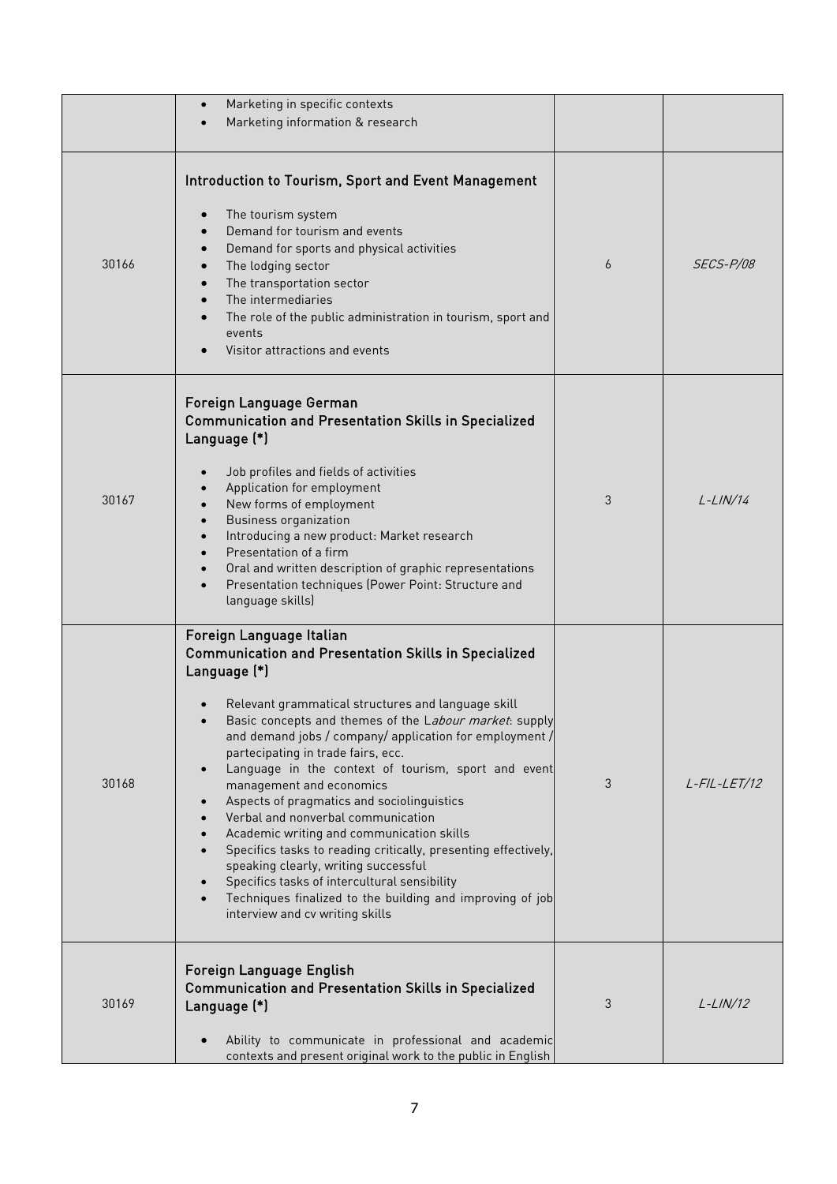| | | | |
|---|---|---|---|
| | • Marketing in specific contexts<br>• Marketing information & research | | |
| 30166 | **Introduction to Tourism, Sport and Event Management**<br><br>• The tourism system<br>• Demand for tourism and events<br>• Demand for sports and physical activities<br>• The lodging sector<br>• The transportation sector<br>• The intermediaries<br>• The role of the public administration in tourism, sport and events<br>• Visitor attractions and events | 6 | *SECS-P/08* |
| 30167 | **Foreign Language German**<br>**Communication and Presentation Skills in Specialized Language (*)**<br><br>• Job profiles and fields of activities<br>• Application for employment<br>• New forms of employment<br>• Business organization<br>• Introducing a new product: Market research<br>• Presentation of a firm<br>• Oral and written description of graphic representations<br>• Presentation techniques (Power Point: Structure and language skills) | 3 | *L-LIN/14* |
| 30168 | **Foreign Language Italian**<br>**Communication and Presentation Skills in Specialized Language (*)**<br><br>• Relevant grammatical structures and language skill<br>• Basic concepts and themes of the L*abour market*: supply and demand jobs / company/ application for employment / partecipating in trade fairs, ecc.<br>• Language in the context of tourism, sport and event management and economics<br>• Aspects of pragmatics and sociolinguistics<br>• Verbal and nonverbal communication<br>• Academic writing and communication skills<br>• Specifics tasks to reading critically, presenting effectively, speaking clearly, writing successful<br>• Specifics tasks of intercultural sensibility<br>• Techniques finalized to the building and improving of job interview and cv writing skills | 3 | *L-FIL-LET/12* |
| 30169 | **Foreign Language English**<br>**Communication and Presentation Skills in Specialized Language (*)**<br><br>• Ability to communicate in professional and academic contexts and present original work to the public in English | 3 | *L-LIN/12* |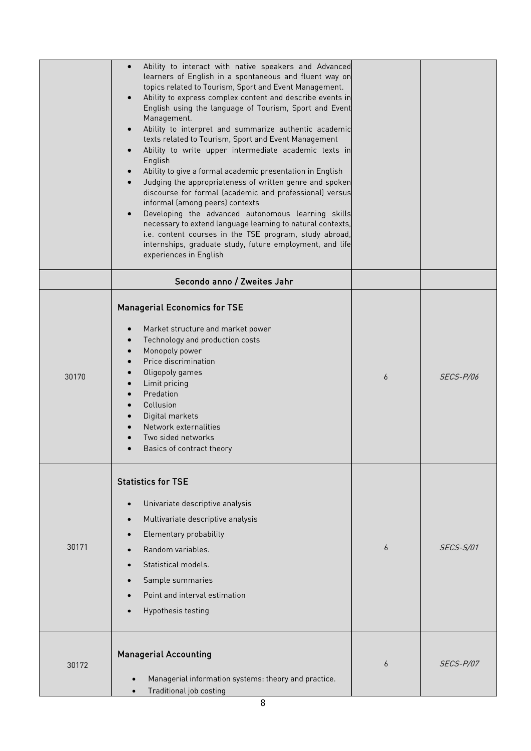| | | | |
|---|---|---|---|
| | <ul><li>Ability to interact with native speakers and Advanced learners of English in a spontaneous and fluent way on topics related to Tourism, Sport and Event Management.</li><li>Ability to express complex content and describe events in English using the language of Tourism, Sport and Event Management.</li><li>Ability to interpret and summarize authentic academic texts related to Tourism, Sport and Event Management</li><li>Ability to write upper intermediate academic texts in English</li><li>Ability to give a formal academic presentation in English</li><li>Judging the appropriateness of written genre and spoken discourse for formal (academic and professional) versus informal (among peers) contexts</li><li>Developing the advanced autonomous learning skills necessary to extend language learning to natural contexts, i.e. content courses in the TSE program, study abroad, internships, graduate study, future employment, and life experiences in English</li></ul> | | |
| | Secondo anno / Zweites Jahr | | |
| 30170 | **Managerial Economics for TSE**<ul><li>Market structure and market power</li><li>Technology and production costs</li><li>Monopoly power</li><li>Price discrimination</li><li>Oligopoly games</li><li>Limit pricing</li><li>Predation</li><li>Collusion</li><li>Digital markets</li><li>Network externalities</li><li>Two sided networks</li><li>Basics of contract theory</li></ul> | 6 | *SECS-P/06* |
| 30171 | **Statistics for TSE**<ul><li>Univariate descriptive analysis</li><li>Multivariate descriptive analysis</li><li>Elementary probability</li><li>Random variables.</li><li>Statistical models.</li><li>Sample summaries</li><li>Point and interval estimation</li><li>Hypothesis testing</li></ul> | 6 | *SECS-S/01* |
| 30172 | **Managerial Accounting**<ul><li>Managerial information systems: theory and practice.</li><li>Traditional job costing</li></ul> | 6 | *SECS-P/07* |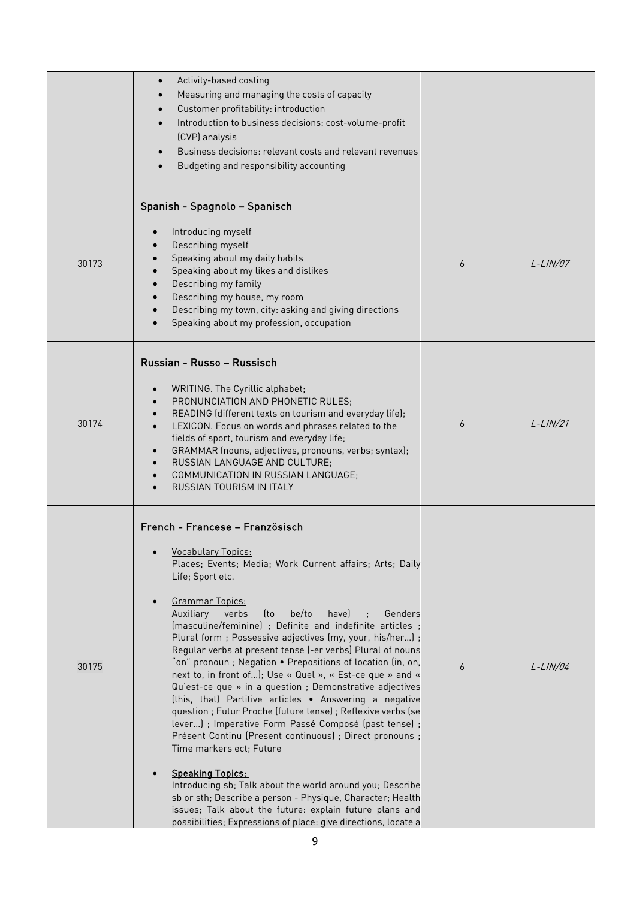| | | | |
|---|---|---|---|
| | • Activity-based costing<br>• Measuring and managing the costs of capacity<br>• Customer profitability: introduction<br>• Introduction to business decisions: cost-volume-profit (CVP) analysis<br>• Business decisions: relevant costs and relevant revenues<br>• Budgeting and responsibility accounting | | |
| 30173 | **Spanish - Spagnolo – Spanisch**<br><br>• Introducing myself<br>• Describing myself<br>• Speaking about my daily habits<br>• Speaking about my likes and dislikes<br>• Describing my family<br>• Describing my house, my room<br>• Describing my town, city: asking and giving directions<br>• Speaking about my profession, occupation | 6 | *L-LIN/07* |
| 30174 | **Russian - Russo – Russisch**<br><br>• WRITING. The Cyrillic alphabet;<br>• PRONUNCIATION AND PHONETIC RULES;<br>• READING (different texts on tourism and everyday life);<br>• LEXICON. Focus on words and phrases related to the fields of sport, tourism and everyday life;<br>• GRAMMAR (nouns, adjectives, pronouns, verbs; syntax);<br>• RUSSIAN LANGUAGE AND CULTURE;<br>• COMMUNICATION IN RUSSIAN LANGUAGE;<br>• RUSSIAN TOURISM IN ITALY | 6 | *L-LIN/21* |
| 30175 | **French - Francese – Französisch**<br><br>• Vocabulary Topics:<br>Places; Events; Media; Work Current affairs; Arts; Daily Life; Sport etc.<br><br>• Grammar Topics:<br>Auxiliary verbs (to be/to have) ; Genders (masculine/feminine) ; Definite and indefinite articles ; Plural form ; Possessive adjectives (my, your, his/her...) ; Regular verbs at present tense (-er verbs) Plural of nouns "on" pronoun ; Negation • Prepositions of location (in, on, next to, in front of...); Use « Quel », « Est-ce que » and « Qu'est-ce que » in a question ; Demonstrative adjectives (this, that) Partitive articles • Answering a negative question ; Futur Proche (future tense) ; Reflexive verbs (se lever...) ; Imperative Form Passé Composé (past tense) ; Présent Continu (Present continuous) ; Direct pronouns ; Time markers ect; Future<br><br>• **Speaking Topics:**<br>Introducing sb; Talk about the world around you; Describe sb or sth; Describe a person - Physique, Character; Health issues; Talk about the future: explain future plans and possibilities; Expressions of place: give directions, locate a | 6 | *L-LIN/04* |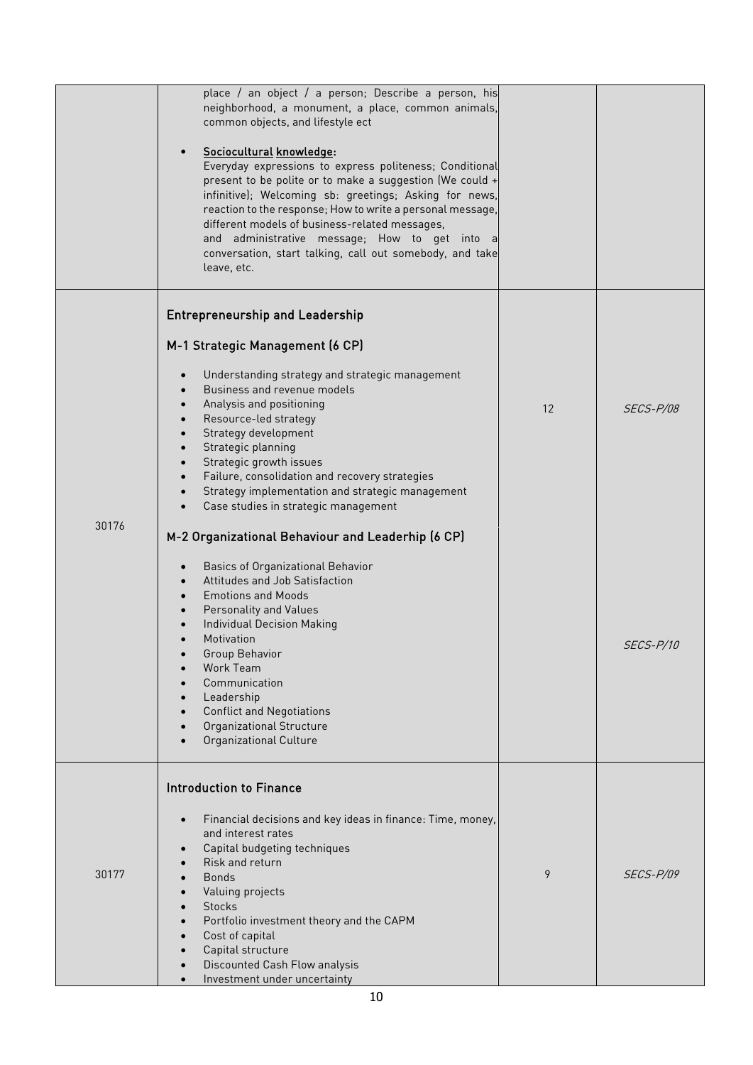| | | | |
|---|---|---|---|
| | place / an object / a person; Describe a person, his neighborhood, a monument, a place, common animals, common objects, and lifestyle ect<br><br>• **Sociocultural knowledge:** Everyday expressions to express politeness; Conditional present to be polite or to make a suggestion (We could + infinitive); Welcoming sb: greetings; Asking for news, reaction to the response; How to write a personal message, different models of business-related messages, and administrative message; How to get into a conversation, start talking, call out somebody, and take leave, etc. | | |
| 30176 | **Entrepreneurship and Leadership**<br><br>**M-1 Strategic Management (6 CP)**<br><br>• Understanding strategy and strategic management<br>• Business and revenue models<br>• Analysis and positioning<br>• Resource-led strategy<br>• Strategy development<br>• Strategic planning<br>• Strategic growth issues<br>• Failure, consolidation and recovery strategies<br>• Strategy implementation and strategic management<br>• Case studies in strategic management<br><br>**M-2 Organizational Behaviour and Leaderhip (6 CP)**<br><br>• Basics of Organizational Behavior<br>• Attitudes and Job Satisfaction<br>• Emotions and Moods<br>• Personality and Values<br>• Individual Decision Making<br>• Motivation<br>• Group Behavior<br>• Work Team<br>• Communication<br>• Leadership<br>• Conflict and Negotiations<br>• Organizational Structure<br>• Organizational Culture | 12 | *SECS-P/08*<br><br>*SECS-P/10* |
| 30177 | **Introduction to Finance**<br><br>• Financial decisions and key ideas in finance: Time, money, and interest rates<br>• Capital budgeting techniques<br>• Risk and return<br>• Bonds<br>• Valuing projects<br>• Stocks<br>• Portfolio investment theory and the CAPM<br>• Cost of capital<br>• Capital structure<br>• Discounted Cash Flow analysis<br>• Investment under uncertainty | 9 | *SECS-P/09* |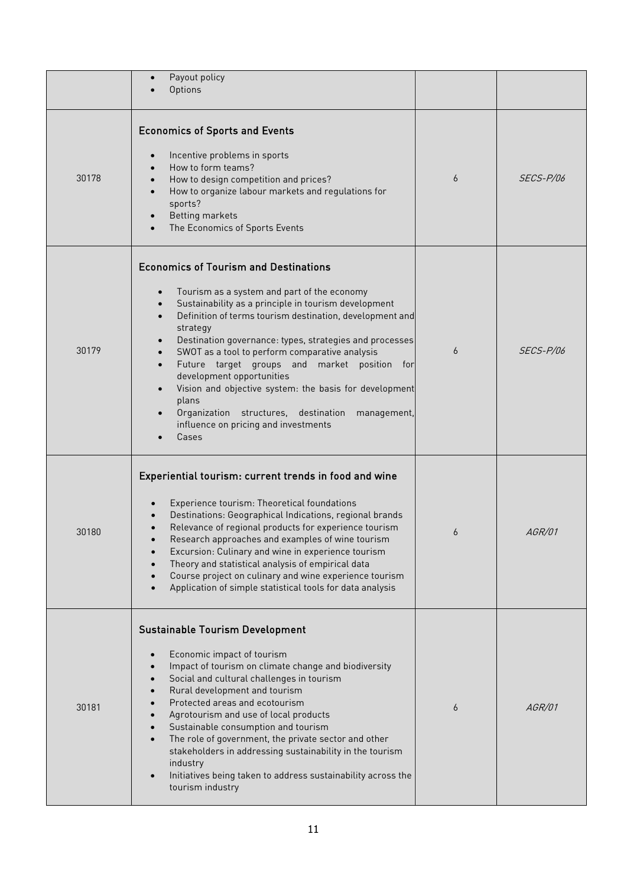|  |  |  |  |
|---|---|---|---|
|  | • Payout policy<br>• Options |  |  |
| 30178 | **Economics of Sports and Events**<br><br>• Incentive problems in sports<br>• How to form teams?<br>• How to design competition and prices?<br>• How to organize labour markets and regulations for sports?<br>• Betting markets<br>• The Economics of Sports Events | 6 | *SECS-P/06* |
| 30179 | **Economics of Tourism and Destinations**<br><br>• Tourism as a system and part of the economy<br>• Sustainability as a principle in tourism development<br>• Definition of terms tourism destination, development and strategy<br>• Destination governance: types, strategies and processes<br>• SWOT as a tool to perform comparative analysis<br>• Future target groups and market position for development opportunities<br>• Vision and objective system: the basis for development plans<br>• Organization structures, destination management, influence on pricing and investments<br>• Cases | 6 | *SECS-P/06* |
| 30180 | **Experiential tourism: current trends in food and wine**<br><br>• Experience tourism: Theoretical foundations<br>• Destinations: Geographical Indications, regional brands<br>• Relevance of regional products for experience tourism<br>• Research approaches and examples of wine tourism<br>• Excursion: Culinary and wine in experience tourism<br>• Theory and statistical analysis of empirical data<br>• Course project on culinary and wine experience tourism<br>• Application of simple statistical tools for data analysis | 6 | *AGR/01* |
| 30181 | **Sustainable Tourism Development**<br><br>• Economic impact of tourism<br>• Impact of tourism on climate change and biodiversity<br>• Social and cultural challenges in tourism<br>• Rural development and tourism<br>• Protected areas and ecotourism<br>• Agrotourism and use of local products<br>• Sustainable consumption and tourism<br>• The role of government, the private sector and other stakeholders in addressing sustainability in the tourism industry<br>• Initiatives being taken to address sustainability across the tourism industry | 6 | *AGR/01* |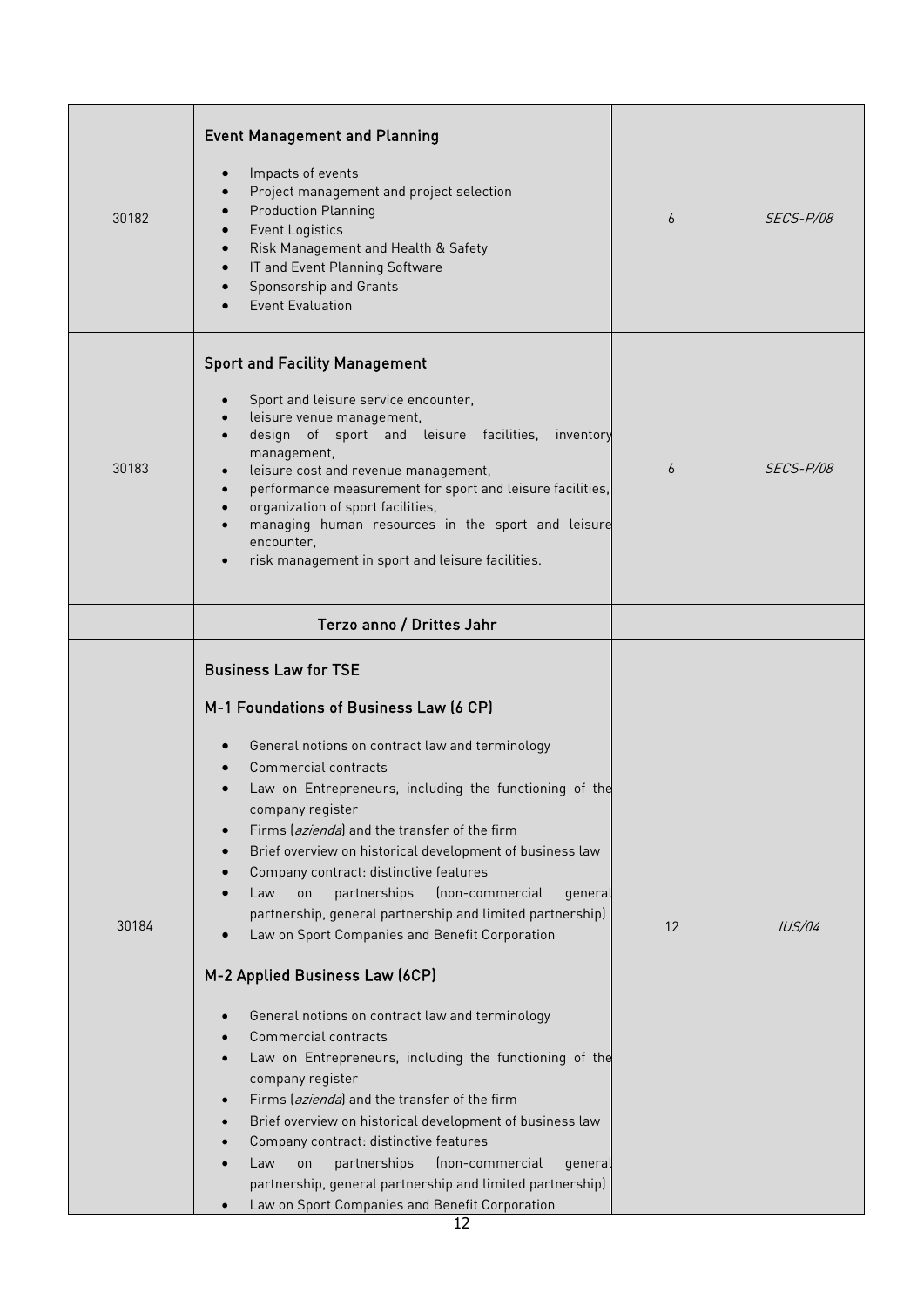| | | | |
|---|---|---|---|
| 30182 | **Event Management and Planning**<br><br>• Impacts of events<br>• Project management and project selection<br>• Production Planning<br>• Event Logistics<br>• Risk Management and Health & Safety<br>• IT and Event Planning Software<br>• Sponsorship and Grants<br>• Event Evaluation | 6 | *SECS-P/08* |
| 30183 | **Sport and Facility Management**<br><br>• Sport and leisure service encounter,<br>• leisure venue management,<br>• design of sport and leisure facilities, inventory management,<br>• leisure cost and revenue management,<br>• performance measurement for sport and leisure facilities,<br>• organization of sport facilities,<br>• managing human resources in the sport and leisure encounter,<br>• risk management in sport and leisure facilities. | 6 | *SECS-P/08* |
| | **Terzo anno / Drittes Jahr** | | |
| 30184 | **Business Law for TSE**<br><br>**M-1 Foundations of Business Law (6 CP)**<br><br>• General notions on contract law and terminology<br>• Commercial contracts<br>• Law on Entrepreneurs, including the functioning of the company register<br>• Firms (*azienda*) and the transfer of the firm<br>• Brief overview on historical development of business law<br>• Company contract: distinctive features<br>• Law on partnerships (non-commercial general partnership, general partnership and limited partnership)<br>• Law on Sport Companies and Benefit Corporation<br><br>**M-2 Applied Business Law (6CP)**<br><br>• General notions on contract law and terminology<br>• Commercial contracts<br>• Law on Entrepreneurs, including the functioning of the company register<br>• Firms (*azienda*) and the transfer of the firm<br>• Brief overview on historical development of business law<br>• Company contract: distinctive features<br>• Law on partnerships (non-commercial general partnership, general partnership and limited partnership)<br>• Law on Sport Companies and Benefit Corporation | 12 | *IUS/04* |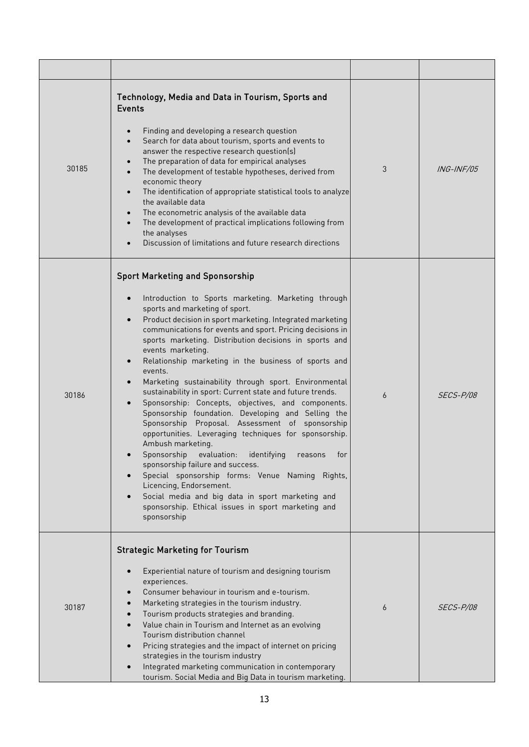| | | | |
|---|---|---|---|
| 30185 | **Technology, Media and Data in Tourism, Sports and Events**<br><br>• Finding and developing a research question<br>• Search for data about tourism, sports and events to answer the respective research question(s)<br>• The preparation of data for empirical analyses<br>• The development of testable hypotheses, derived from economic theory<br>• The identification of appropriate statistical tools to analyze the available data<br>• The econometric analysis of the available data<br>• The development of practical implications following from the analyses<br>• Discussion of limitations and future research directions | 3 | *ING-INF/05* |
| 30186 | **Sport Marketing and Sponsorship**<br><br>• Introduction to Sports marketing. Marketing through sports and marketing of sport.<br>• Product decision in sport marketing. Integrated marketing communications for events and sport. Pricing decisions in sports marketing. Distribution decisions in sports and events marketing.<br>• Relationship marketing in the business of sports and events.<br>• Marketing sustainability through sport. Environmental sustainability in sport: Current state and future trends.<br>• Sponsorship: Concepts, objectives, and components. Sponsorship foundation. Developing and Selling the Sponsorship Proposal. Assessment of sponsorship opportunities. Leveraging techniques for sponsorship. Ambush marketing.<br>• Sponsorship evaluation: identifying reasons for sponsorship failure and success.<br>• Special sponsorship forms: Venue Naming Rights, Licencing, Endorsement.<br>• Social media and big data in sport marketing and sponsorship. Ethical issues in sport marketing and sponsorship | 6 | *SECS-P/08* |
| 30187 | **Strategic Marketing for Tourism**<br><br>• Experiential nature of tourism and designing tourism experiences.<br>• Consumer behaviour in tourism and e-tourism.<br>• Marketing strategies in the tourism industry.<br>• Tourism products strategies and branding.<br>• Value chain in Tourism and Internet as an evolving Tourism distribution channel<br>• Pricing strategies and the impact of internet on pricing strategies in the tourism industry<br>• Integrated marketing communication in contemporary tourism. Social Media and Big Data in tourism marketing. | 6 | *SECS-P/08* |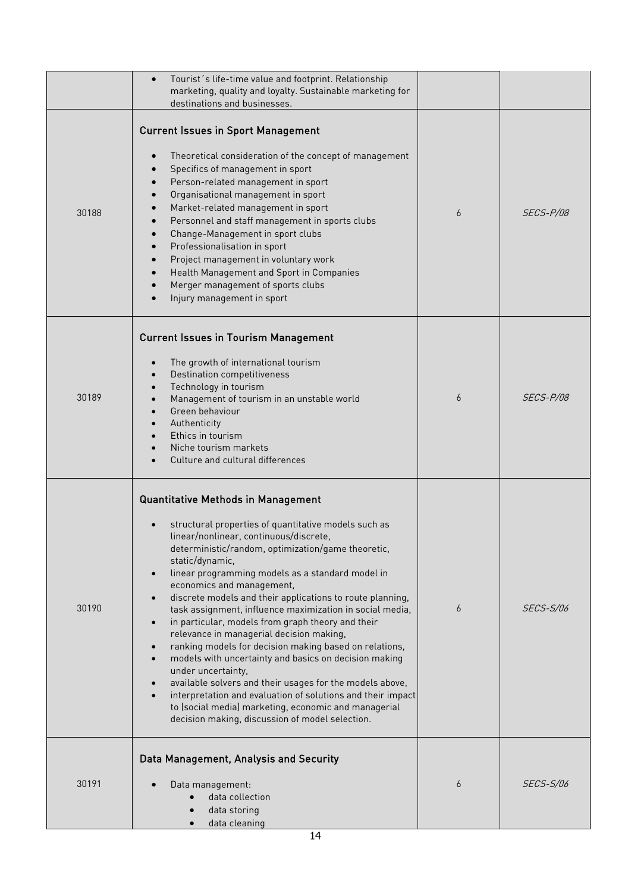| | | | |
|---|---|---|---|
| | • Tourist´s life-time value and footprint. Relationship marketing, quality and loyalty. Sustainable marketing for destinations and businesses. | | |
| 30188 | **Current Issues in Sport Management**<br><br>• Theoretical consideration of the concept of management<br>• Specifics of management in sport<br>• Person-related management in sport<br>• Organisational management in sport<br>• Market-related management in sport<br>• Personnel and staff management in sports clubs<br>• Change-Management in sport clubs<br>• Professionalisation in sport<br>• Project management in voluntary work<br>• Health Management and Sport in Companies<br>• Merger management of sports clubs<br>• Injury management in sport | 6 | *SECS-P/08* |
| 30189 | **Current Issues in Tourism Management**<br><br>• The growth of international tourism<br>• Destination competitiveness<br>• Technology in tourism<br>• Management of tourism in an unstable world<br>• Green behaviour<br>• Authenticity<br>• Ethics in tourism<br>• Niche tourism markets<br>• Culture and cultural differences | 6 | *SECS-P/08* |
| 30190 | **Quantitative Methods in Management**<br><br>• structural properties of quantitative models such as linear/nonlinear, continuous/discrete, deterministic/random, optimization/game theoretic, static/dynamic,<br>• linear programming models as a standard model in economics and management,<br>• discrete models and their applications to route planning, task assignment, influence maximization in social media,<br>• in particular, models from graph theory and their relevance in managerial decision making,<br>• ranking models for decision making based on relations,<br>• models with uncertainty and basics on decision making under uncertainty,<br>• available solvers and their usages for the models above,<br>• interpretation and evaluation of solutions and their impact to (social media) marketing, economic and managerial decision making, discussion of model selection. | 6 | *SECS-S/06* |
| 30191 | **Data Management, Analysis and Security**<br><br>• Data management:<br>&nbsp;&nbsp;&nbsp;&nbsp;• data collection<br>&nbsp;&nbsp;&nbsp;&nbsp;• data storing<br>&nbsp;&nbsp;&nbsp;&nbsp;• data cleaning | 6 | *SECS-S/06* |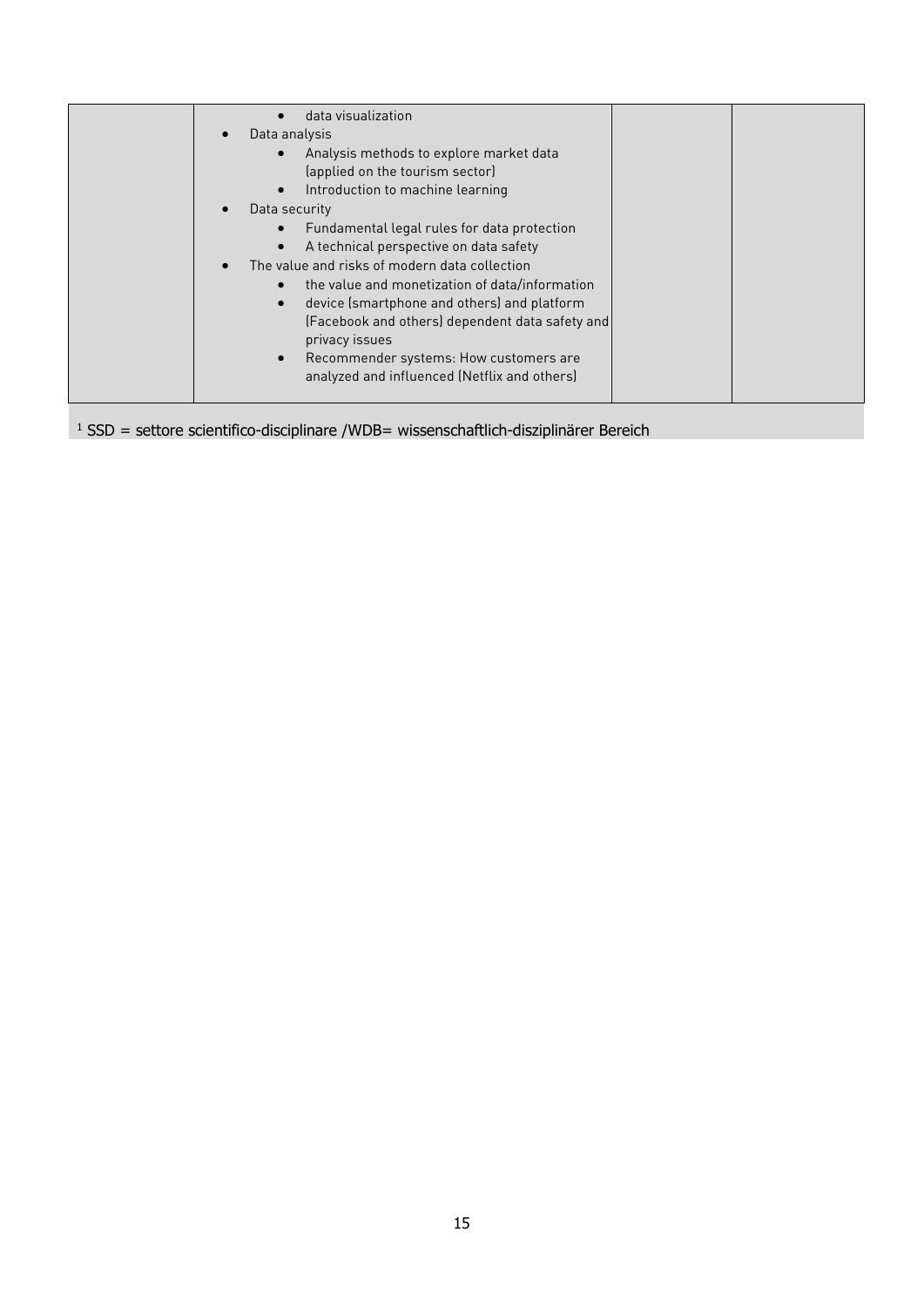| | • data visualization<br>• Data analysis<br>  • Analysis methods to explore market data (applied on the tourism sector)<br>  • Introduction to machine learning<br>• Data security<br>  • Fundamental legal rules for data protection<br>  • A technical perspective on data safety<br>• The value and risks of modern data collection<br>  • the value and monetization of data/information<br>  • device (smartphone and others) and platform (Facebook and others) dependent data safety and privacy issues<br>  • Recommender systems: How customers are analyzed and influenced (Netflix and others) | | |
|---|---|---|---|

[1] SSD = settore scientifico-disciplinare /WDB= wissenschaftlich-disziplinärer Bereich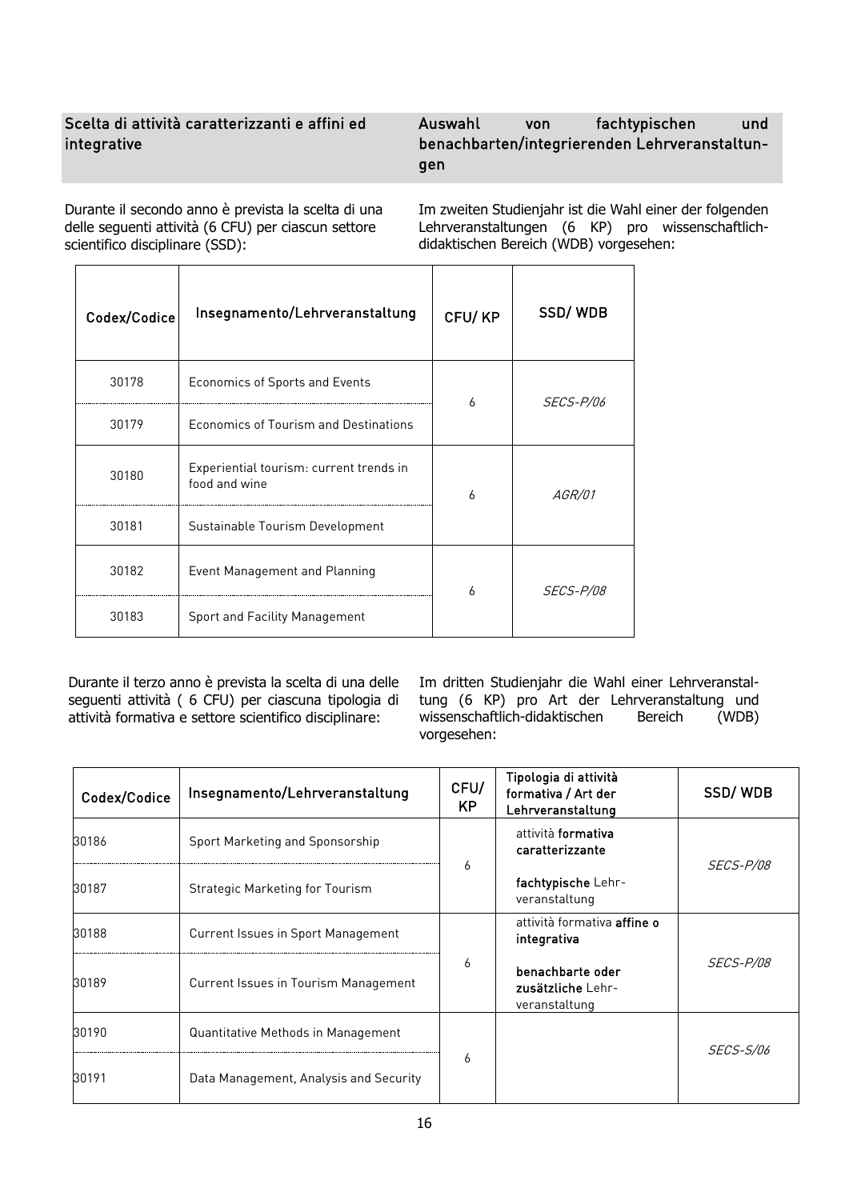## Scelta di attività caratterizzanti e affini ed integrative

## Auswahl von fachtypischen und benachbarten/integrierenden Lehrveranstaltungen

Durante il secondo anno è prevista la scelta di una delle seguenti attività (6 CFU) per ciascun settore scientifico disciplinare (SSD):

Im zweiten Studienjahr ist die Wahl einer der folgenden Lehrveranstaltungen (6 KP) pro wissenschaftlich-didaktischen Bereich (WDB) vorgesehen:

| Codex/Codice | Insegnamento/Lehrveranstaltung | CFU/ KP | SSD/ WDB |
|---|---|---|---|
| 30178 | Economics of Sports and Events | 6 | *SECS-P/06* |
| 30179 | Economics of Tourism and Destinations | | |
| 30180 | Experiential tourism: current trends in food and wine | 6 | *AGR/01* |
| 30181 | Sustainable Tourism Development | | |
| 30182 | Event Management and Planning | 6 | *SECS-P/08* |
| 30183 | Sport and Facility Management | | |

Durante il terzo anno è prevista la scelta di una delle seguenti attività ( 6 CFU) per ciascuna tipologia di attività formativa e settore scientifico disciplinare:

Im dritten Studienjahr die Wahl einer Lehrveranstaltung (6 KP) pro Art der Lehrveranstaltung und wissenschaftlich-didaktischen Bereich (WDB) vorgesehen:

| Codex/Codice | Insegnamento/Lehrveranstaltung | CFU/ KP | Tipologia di attività formativa / Art der Lehrveranstaltung | SSD/ WDB |
|---|---|---|---|---|
| 30186 | Sport Marketing and Sponsorship | 6 | attività **formativa caratterizzante** | *SECS-P/08* |
| 30187 | Strategic Marketing for Tourism | | **fachtypische** Lehrveranstaltung | |
| 30188 | Current Issues in Sport Management | 6 | attività formativa **affine o integrativa** | *SECS-P/08* |
| 30189 | Current Issues in Tourism Management | | **benachbarte oder zusätzliche** Lehrveranstaltung | |
| 30190 | Quantitative Methods in Management | 6 | | *SECS-S/06* |
| 30191 | Data Management, Analysis and Security | | | |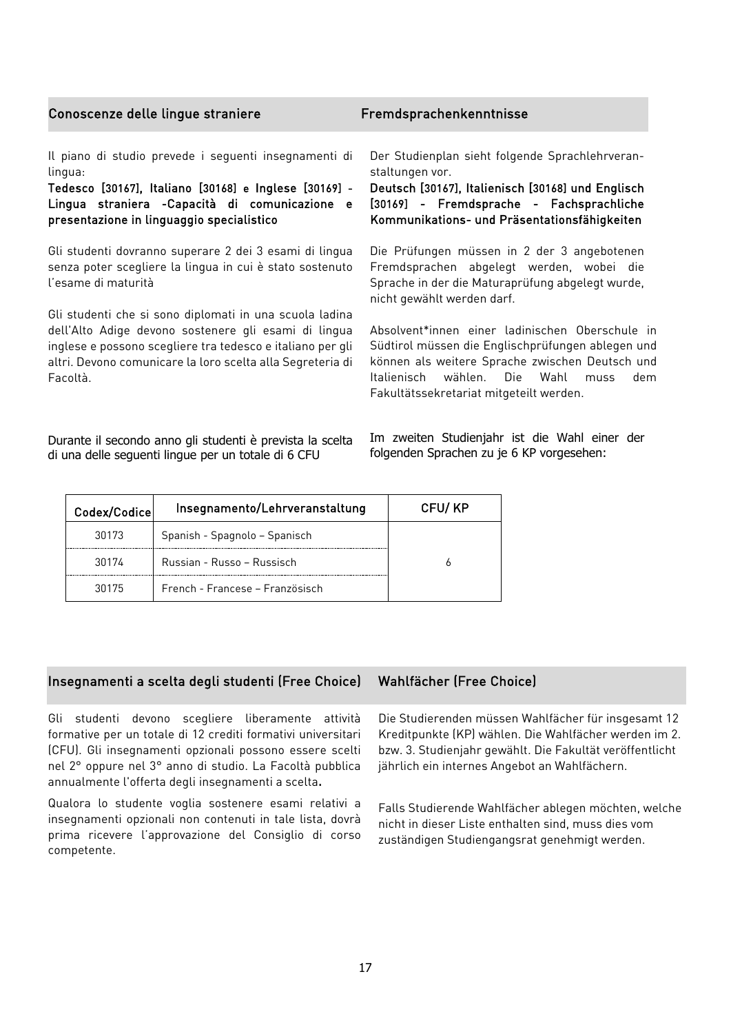## Conoscenze delle lingue straniere

Il piano di studio prevede i seguenti insegnamenti di lingua:

**Tedesco [30167], Italiano [30168] e Inglese [30169] - Lingua straniera -Capacità di comunicazione e presentazione in linguaggio specialistico**

Gli studenti dovranno superare 2 dei 3 esami di lingua senza poter scegliere la lingua in cui è stato sostenuto l'esame di maturità

Gli studenti che si sono diplomati in una scuola ladina dell'Alto Adige devono sostenere gli esami di lingua inglese e possono scegliere tra tedesco e italiano per gli altri. Devono comunicare la loro scelta alla Segreteria di Facoltà.

Durante il secondo anno gli studenti è prevista la scelta di una delle seguenti lingue per un totale di 6 CFU

## Fremdsprachenkenntnisse

Der Studienplan sieht folgende Sprachlehrveranstaltungen vor.

**Deutsch [30167], Italienisch [30168] und Englisch [30169] - Fremdsprache - Fachsprachliche Kommunikations- und Präsentationsfähigkeiten**

Die Prüfungen müssen in 2 der 3 angebotenen Fremdsprachen abgelegt werden, wobei die Sprache in der die Maturaprüfung abgelegt wurde, nicht gewählt werden darf.

Absolvent*innen einer ladinischen Oberschule in Südtirol müssen die Englischprüfungen ablegen und können als weitere Sprache zwischen Deutsch und Italienisch wählen. Die Wahl muss dem Fakultätssekretariat mitgeteilt werden.

Im zweiten Studienjahr ist die Wahl einer der folgenden Sprachen zu je 6 KP vorgesehen:

| Codex/Codice | Insegnamento/Lehrveranstaltung | CFU/ KP |
|---|---|---|
| 30173 | Spanish - Spagnolo – Spanisch | 6 |
| 30174 | Russian - Russo – Russisch | |
| 30175 | French - Francese – Französisch | |

## Insegnamenti a scelta degli studenti (Free Choice)

Gli studenti devono scegliere liberamente attività formative per un totale di 12 crediti formativi universitari (CFU). Gli insegnamenti opzionali possono essere scelti nel 2° oppure nel 3° anno di studio. La Facoltà pubblica annualmente l'offerta degli insegnamenti a scelta.

Qualora lo studente voglia sostenere esami relativi a insegnamenti opzionali non contenuti in tale lista, dovrà prima ricevere l'approvazione del Consiglio di corso competente.

## Wahlfächer (Free Choice)

Die Studierenden müssen Wahlfächer für insgesamt 12 Kreditpunkte (KP) wählen. Die Wahlfächer werden im 2. bzw. 3. Studienjahr gewählt. Die Fakultät veröffentlicht jährlich ein internes Angebot an Wahlfächern.

Falls Studierende Wahlfächer ablegen möchten, welche nicht in dieser Liste enthalten sind, muss dies vom zuständigen Studiengangsrat genehmigt werden.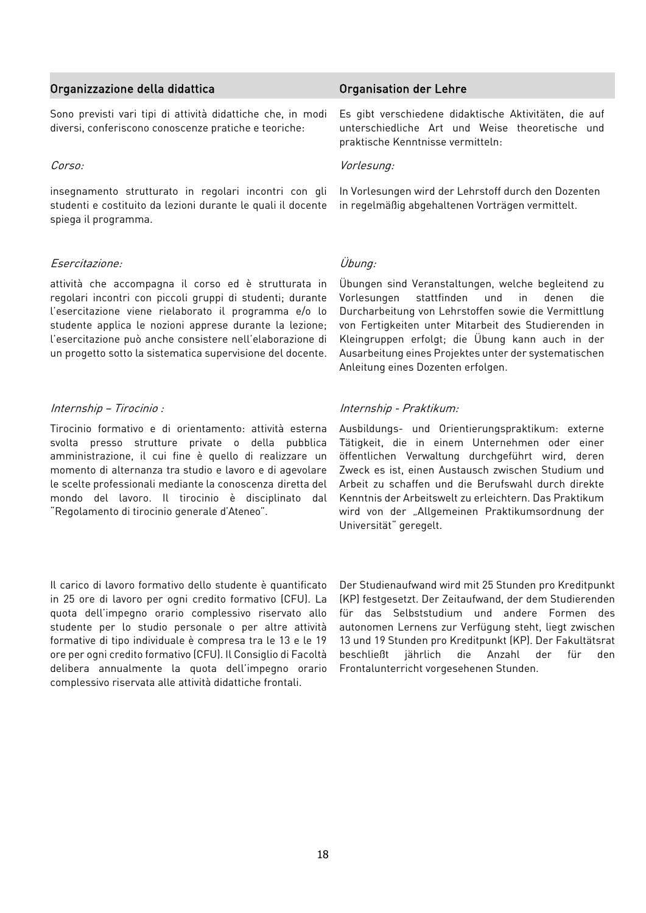## Organizzazione della didattica

Sono previsti vari tipi di attività didattiche che, in modi diversi, conferiscono conoscenze pratiche e teoriche:

*Corso:*

insegnamento strutturato in regolari incontri con gli studenti e costituito da lezioni durante le quali il docente spiega il programma.

*Esercitazione:*

attività che accompagna il corso ed è strutturata in regolari incontri con piccoli gruppi di studenti; durante l'esercitazione viene rielaborato il programma e/o lo studente applica le nozioni apprese durante la lezione; l'esercitazione può anche consistere nell'elaborazione di un progetto sotto la sistematica supervisione del docente.

*Internship – Tirocinio :*

Tirocinio formativo e di orientamento: attività esterna svolta presso strutture private o della pubblica amministrazione, il cui fine è quello di realizzare un momento di alternanza tra studio e lavoro e di agevolare le scelte professionali mediante la conoscenza diretta del mondo del lavoro. Il tirocinio è disciplinato dal "Regolamento di tirocinio generale d'Ateneo".

Il carico di lavoro formativo dello studente è quantificato in 25 ore di lavoro per ogni credito formativo (CFU). La quota dell'impegno orario complessivo riservato allo studente per lo studio personale o per altre attività formative di tipo individuale è compresa tra le 13 e le 19 ore per ogni credito formativo (CFU). Il Consiglio di Facoltà delibera annualmente la quota dell'impegno orario complessivo riservata alle attività didattiche frontali.

## Organisation der Lehre

Es gibt verschiedene didaktische Aktivitäten, die auf unterschiedliche Art und Weise theoretische und praktische Kenntnisse vermitteln:

*Vorlesung:*

In Vorlesungen wird der Lehrstoff durch den Dozenten in regelmäßig abgehaltenen Vorträgen vermittelt.

*Übung:*

Übungen sind Veranstaltungen, welche begleitend zu Vorlesungen stattfinden und in denen die Durcharbeitung von Lehrstoffen sowie die Vermittlung von Fertigkeiten unter Mitarbeit des Studierenden in Kleingruppen erfolgt; die Übung kann auch in der Ausarbeitung eines Projektes unter der systematischen Anleitung eines Dozenten erfolgen.

*Internship - Praktikum:*

Ausbildungs- und Orientierungspraktikum: externe Tätigkeit, die in einem Unternehmen oder einer öffentlichen Verwaltung durchgeführt wird, deren Zweck es ist, einen Austausch zwischen Studium und Arbeit zu schaffen und die Berufswahl durch direkte Kenntnis der Arbeitswelt zu erleichtern. Das Praktikum wird von der „Allgemeinen Praktikumsordnung der Universität" geregelt.

Der Studienaufwand wird mit 25 Stunden pro Kreditpunkt (KP) festgesetzt. Der Zeitaufwand, der dem Studierenden für das Selbststudium und andere Formen des autonomen Lernens zur Verfügung steht, liegt zwischen 13 und 19 Stunden pro Kreditpunkt (KP). Der Fakultätsrat beschließt jährlich die Anzahl der für den Frontalunterricht vorgesehenen Stunden.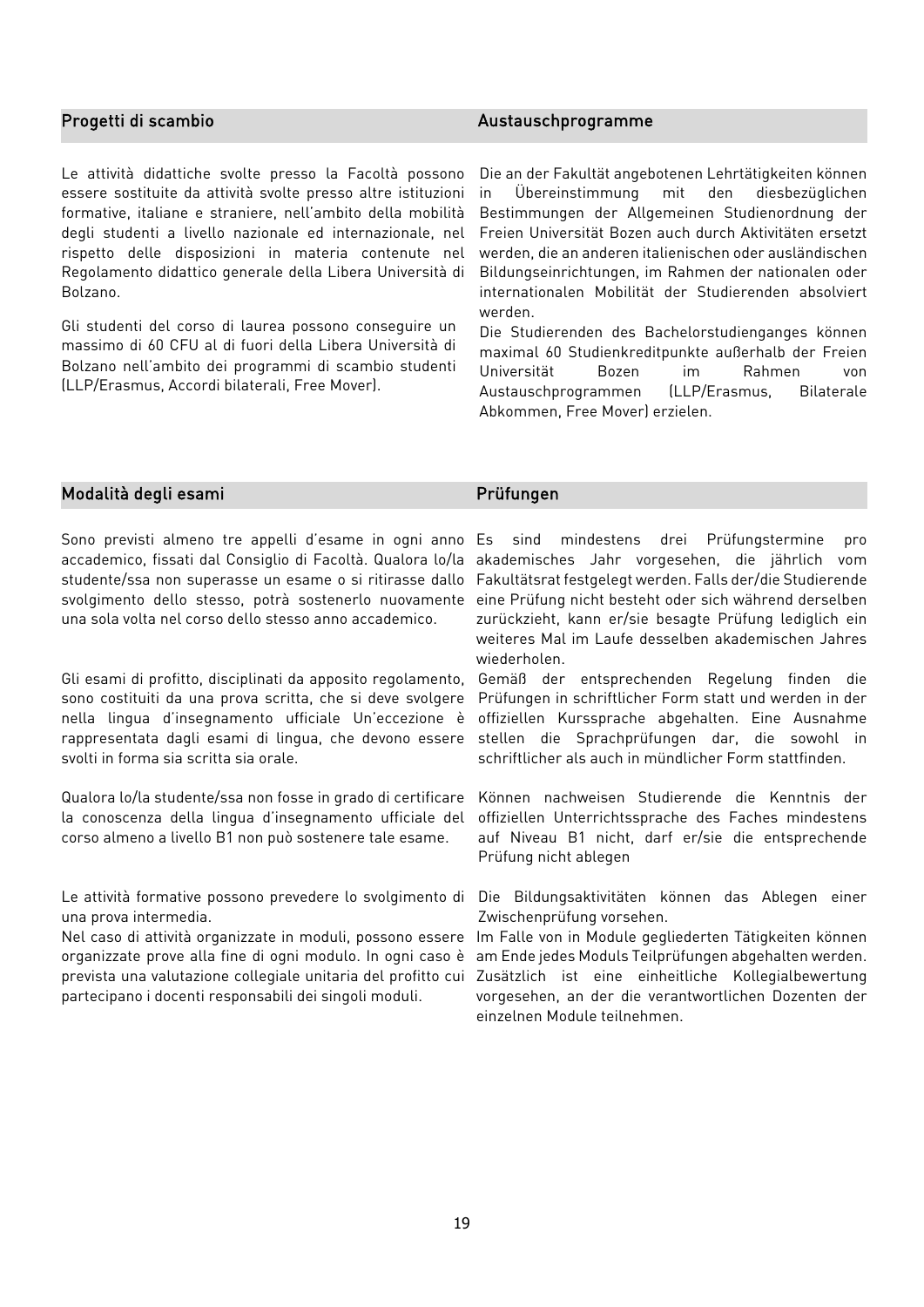## Progetti di scambio

Le attività didattiche svolte presso la Facoltà possono essere sostituite da attività svolte presso altre istituzioni formative, italiane e straniere, nell'ambito della mobilità degli studenti a livello nazionale ed internazionale, nel rispetto delle disposizioni in materia contenute nel Regolamento didattico generale della Libera Università di Bolzano.

Gli studenti del corso di laurea possono conseguire un massimo di 60 CFU al di fuori della Libera Università di Bolzano nell'ambito dei programmi di scambio studenti (LLP/Erasmus, Accordi bilaterali, Free Mover).

## Austauschprogramme

Die an der Fakultät angebotenen Lehrtätigkeiten können in Übereinstimmung mit den diesbezüglichen Bestimmungen der Allgemeinen Studienordnung der Freien Universität Bozen auch durch Aktivitäten ersetzt werden, die an anderen italienischen oder ausländischen Bildungseinrichtungen, im Rahmen der nationalen oder internationalen Mobilität der Studierenden absolviert werden.

Die Studierenden des Bachelorstudienganges können maximal 60 Studienkreditpunkte außerhalb der Freien Universität Bozen im Rahmen von Austauschprogrammen (LLP/Erasmus, Bilaterale Abkommen, Free Mover) erzielen.

## Modalità degli esami

Sono previsti almeno tre appelli d'esame in ogni anno accademico, fissati dal Consiglio di Facoltà. Qualora lo/la studente/ssa non superasse un esame o si ritirasse dallo svolgimento dello stesso, potrà sostenerlo nuovamente una sola volta nel corso dello stesso anno accademico.

Gli esami di profitto, disciplinati da apposito regolamento, sono costituiti da una prova scritta, che si deve svolgere nella lingua d'insegnamento ufficiale Un'eccezione è rappresentata dagli esami di lingua, che devono essere svolti in forma sia scritta sia orale.

Qualora lo/la studente/ssa non fosse in grado di certificare la conoscenza della lingua d'insegnamento ufficiale del corso almeno a livello B1 non può sostenere tale esame.

Le attività formative possono prevedere lo svolgimento di una prova intermedia.

Nel caso di attività organizzate in moduli, possono essere organizzate prove alla fine di ogni modulo. In ogni caso è prevista una valutazione collegiale unitaria del profitto cui partecipano i docenti responsabili dei singoli moduli.

## Prüfungen

Es sind mindestens drei Prüfungstermine pro akademisches Jahr vorgesehen, die jährlich vom Fakultätsrat festgelegt werden. Falls der/die Studierende eine Prüfung nicht besteht oder sich während derselben zurückzieht, kann er/sie besagte Prüfung lediglich ein weiteres Mal im Laufe desselben akademischen Jahres wiederholen.

Gemäß der entsprechenden Regelung finden die Prüfungen in schriftlicher Form statt und werden in der offiziellen Kurssprache abgehalten. Eine Ausnahme stellen die Sprachprüfungen dar, die sowohl in schriftlicher als auch in mündlicher Form stattfinden.

Können nachweisen Studierende die Kenntnis der offiziellen Unterrichtssprache des Faches mindestens auf Niveau B1 nicht, darf er/sie die entsprechende Prüfung nicht ablegen

Die Bildungsaktivitäten können das Ablegen einer Zwischenprüfung vorsehen.

Im Falle von in Module gegliederten Tätigkeiten können am Ende jedes Moduls Teilprüfungen abgehalten werden. Zusätzlich ist eine einheitliche Kollegialbewertung vorgesehen, an der die verantwortlichen Dozenten der einzelnen Module teilnehmen.